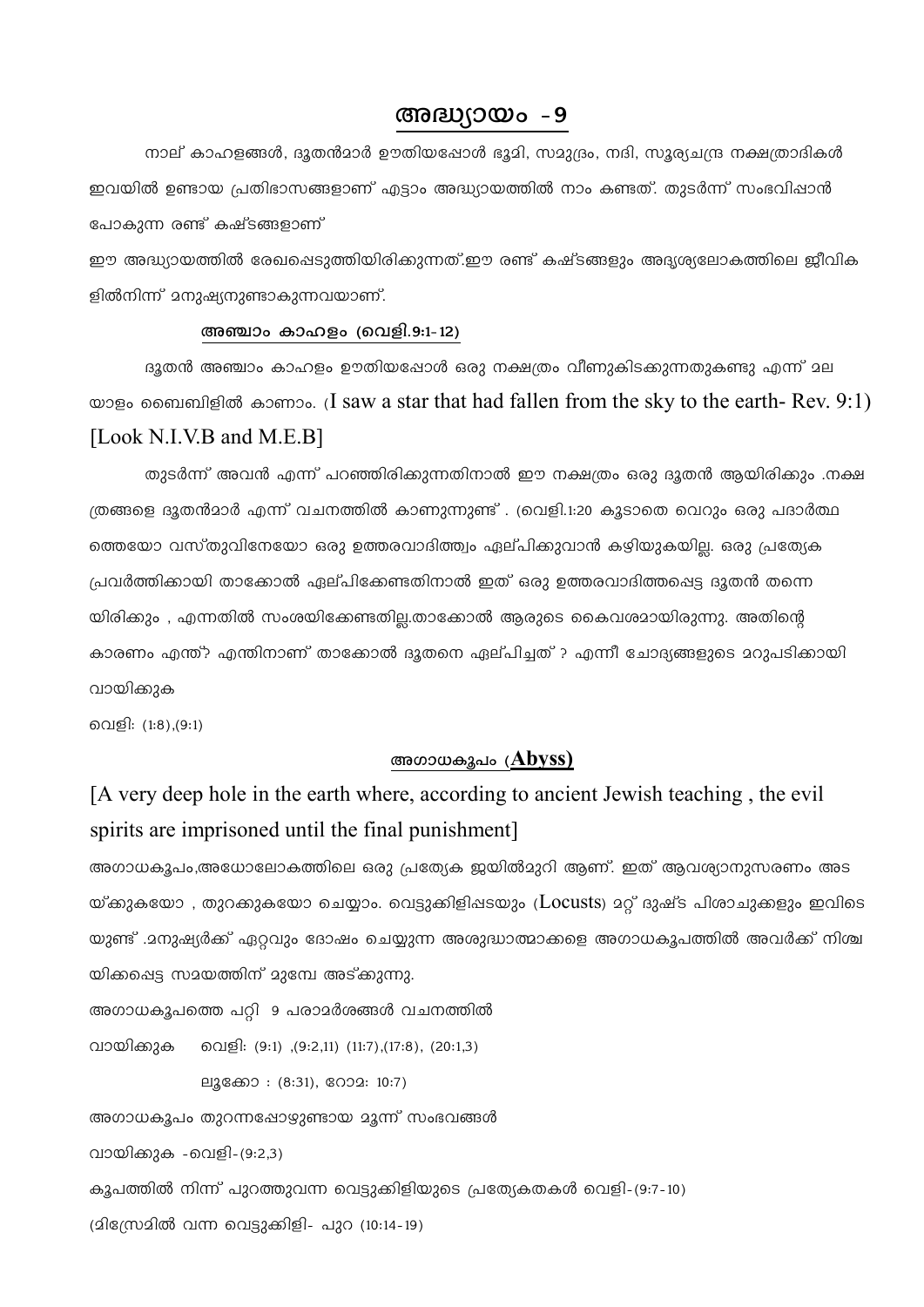# അദ്ധ്യായം - 9

നാല് കാഹളങ്ങൾ, ദൂതൻമാർ ഊതിയപ്പോൾ ഭൂമി, സമുദ്രം, നദി, സൂര്യചന്ദ്ര നക്ഷത്രാദികൾ ഇവയിൽ ഉണ്ടായ പ്രതിഭാസങ്ങളാണ് എട്ടാം അദ്ധ്യായത്തിൽ നാം കണ്ടത്. തുടർന്ന് സംഭവിപ്പാൻ പോകുന്ന രണ്ട് കഷ്ടങ്ങളാണ്

ഈ അദ്ധ്യായത്തിൽ രേഖപ്പെടുത്തിയിരിക്കുന്നത്.ഈ രണ്ട് കഷ്ടങ്ങളും അദൃശ്യലോകത്തിലെ ജീവികളിൽനിന്ന് മനുഷ്യനുണ്ടാകുന്നവയാണ്.

## അഞ്ചാം കാഹളം (വെളി.9:1-12)

ദൂതൻ അഞ്ചാം കാഹളം ഊതിയപ്പോൾ ഒരു നക്ഷത്രം വീണുകിടക്കുന്നതുകണ്ടു എന്ന് മലയാളം ബൈബിളിൽ കാണാം. (I saw a star that had fallen from the sky to the earth- Rev. 9:1) [Look N.I.V.B and M.E.B]

തുടർന്ന് അവൻ എന്ന് പറഞ്ഞിരിക്കുന്നതിനാൽ ഈ നക്ഷത്രം ഒരു ദൂതൻ ആയിരിക്കും .നക്ഷത്രങ്ങളെ ദൂതൻമാർ എന്ന് വചനത്തിൽ കാണുന്നുണ്ട് . (വെളി.1:20 കൂടാതെ വെറും ഒരു പദാർത്ഥത്തെയോ വസ്തുവിനേയോ ഒരു ഉത്തരവാദിത്ത്വം ഏല്പിക്കുവാൻ കഴിയുകയില്ല. ഒരു പ്രത്യേക പ്രവർത്തിക്കായി താക്കോൽ ഏല്പിക്കേണ്ടതിനാൽ ഇത് ഒരു ഉത്തരവാദിത്തപ്പെട്ട ദൂതൻ തന്നെയിരിക്കും , എന്നതിൽ സംശയിക്കേണ്ടതില്ല.താക്കോൽ ആരുടെ കൈവശമായിരുന്നു. അതിന്റെ കാരണം എന്ത്? എന്തിനാണ് താക്കോൽ ദൂതനെ ഏല്പിച്ചത് ? എന്നീ ചോദ്യങ്ങളുടെ മറുപടിക്കായി വായിക്കുക

വെളി: (1:8),(9:1)

## അഗാധകൂപം (Abyss)

[A very deep hole in the earth where, according to ancient Jewish teaching , the evil spirits are imprisoned until the final punishment]

അഗാധകൂപം,അധോലോകത്തിലെ ഒരു പ്രത്യേക ജയിൽമുറി ആണ്. ഇത് ആവശ്യാനുസരണം അടയ്ക്കുകയോ , തുറക്കുകയോ ചെയ്യാം. വെട്ടുക്കിളിപ്പടയും (Locusts) മറ്റ് ദുഷ്ട പിശാചുക്കളും ഇവിടെയുണ്ട് .മനുഷ്യർക്ക് ഏറ്റവും ദോഷം ചെയ്യുന്ന അശുദ്ധാത്മാക്കളെ അഗാധകൂപത്തിൽ അവർക്ക് നിശ്ചയിക്കപ്പെട്ട സമയത്തിന് മുമ്പേ അടക്കുന്നു.

അഗാധകൂപത്തെ പറ്റി 9 പരാമർശങ്ങൾ വചനത്തിൽ

വായിക്കുക വെളി: (9:1) ,(9:2,11) (11:7),(17:8), (20:1,3)

ലൂക്കോ : (8:31), റോമ: 10:7)

അഗാധകൂപം തുറന്നപ്പോഴുണ്ടായ മൂന്ന് സംഭവങ്ങൾ

വായിക്കുക -വെളി-(9:2,3)

കൂപത്തിൽ നിന്ന് പുറത്തുവന്ന വെട്ടുക്കിളിയുടെ പ്രത്യേകതകൾ വെളി-(9:7-10)

(മിസ്രേമിൽ വന്ന വെട്ടുക്കിളി- പുറ (10:14-19)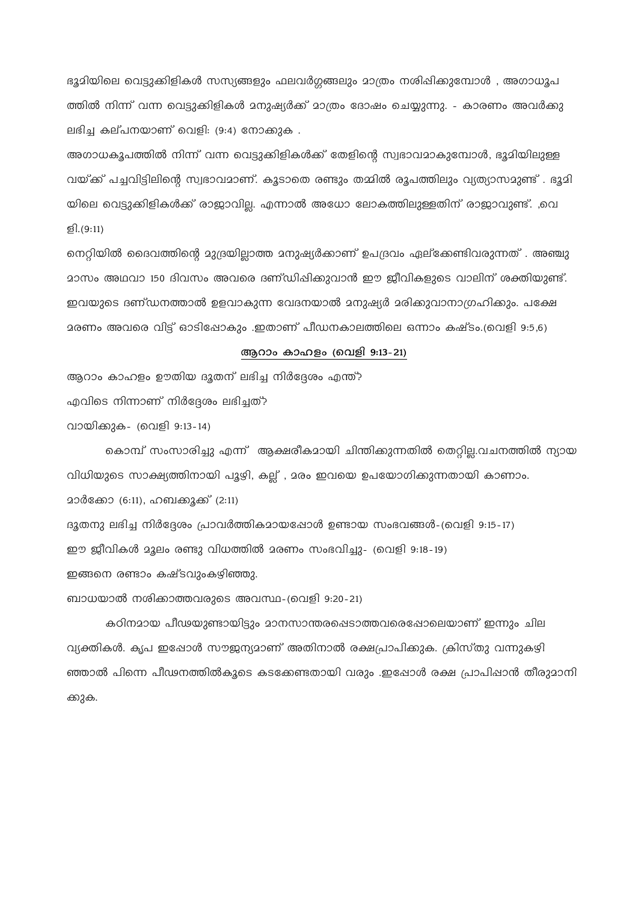ഭൂമിയിലെ വെട്ടുക്കിളികൾ സസ്യങ്ങളും ഫലവർഗ്ഗങ്ങലും മാത്രം നശിപ്പിക്കുമ്പോൾ , അഗാധകൂപത്തിൽ നിന്ന് വന്ന വെട്ടുക്കിളികൾ മനുഷ്യർക്ക് മാത്രം ദോഷം ചെയ്യുന്നു. - കാരണം അവർക്കു ലഭിച്ച കല്പനയാണ് വെളി: (9:4) നോക്കുക .

അഗാധകൂപത്തിൽ നിന്ന് വന്ന വെട്ടുക്കിളികൾക്ക് തേളിന്റെ സ്വഭാവമാകുമ്പോൾ, ഭൂമിയിലുള്ള വയ്ക്ക് പച്ചവിട്ടിലിന്റെ സ്വഭാവമാണ്. കൂടാതെ രണ്ടും തമ്മിൽ രൂപത്തിലും വ്യത്യാസമുണ്ട് . ഭൂമിയിലെ വെട്ടുക്കിളികൾക്ക് രാജാവില്ല. എന്നാൽ അധോ ലോകത്തിലുള്ളതിന് രാജാവുണ്ട്. ,വെളി.(9:11)

നെറ്റിയിൽ ദൈവത്തിന്റെ മുദ്രയില്ലാത്ത മനുഷ്യർക്കാണ് ഉപദ്രവം ഏല്ക്കേണ്ടിവരുന്നത് . അഞ്ചു മാസം അഥവാ 150 ദിവസം അവരെ ദണ്ഡിപ്പിക്കുവാൻ ഈ ജീവികളുടെ വാലിന് ശക്തിയുണ്ട്. ഇവയുടെ ദണ്ഡനത്താൽ ഉളവാകുന്ന വേദനയാൽ മനുഷ്യർ മരിക്കുവാനാഗ്രഹിക്കും. പക്ഷേ മരണം അവരെ വിട്ട് ഓടിപ്പോകും .ഇതാണ് പീഡനകാലത്തിലെ ഒന്നാം കഷ്ടം.(വെളി 9:5,6)

## ആറാം കാഹളം (വെളി 9:13-21)

ആറാം കാഹളം ഊതിയ ദൂതന് ലഭിച്ച നിർദ്ദേശം എന്ത്?

എവിടെ നിന്നാണ് നിർദ്ദേശം ലഭിച്ചത്?

വായിക്കുക- (വെളി 9:13-14)

കൊമ്പ് സംസാരിച്ചു എന്ന് ആക്ഷരീകമായി ചിന്തിക്കുന്നതിൽ തെറ്റില്ല.വചനത്തിൽ ന്യായവിധിയുടെ സാക്ഷ്യത്തിനായി പൂഴി, കല്ല് , മരം ഇവയെ ഉപയോഗിക്കുന്നതായി കാണാം. മാർക്കോ (6:11), ഹബക്കൂക്ക് (2:11)

ദൂതനു ലഭിച്ച നിർദ്ദേശം പ്രാവർത്തികമായപ്പോൾ ഉണ്ടായ സംഭവങ്ങൾ-(വെളി 9:15-17)

ഈ ജീവികൾ മൂലം രണ്ടു വിധത്തിൽ മരണം സംഭവിച്ചു- (വെളി 9:18-19)

ഇങ്ങനെ രണ്ടാം കഷ്ടവുംകഴിഞ്ഞു.

ബാധയാൽ നശിക്കാത്തവരുടെ അവസ്ഥ-(വെളി 9:20-21)

കഠിനമായ പീഢയുണ്ടായിട്ടും മാനസാന്തരപ്പെടാത്തവരെപ്പോലെയാണ് ഇന്നും ചില വ്യക്തികൾ. കൃപ ഇപ്പോൾ സൗജന്യമാണ് അതിനാൽ രക്ഷപ്രാപിക്കുക. ക്രിസ്തു വന്നുകഴിഞ്ഞാൽ പിന്നെ പീഢനത്തിൽകൂടെ കടക്കേണ്ടതായി വരും .ഇപ്പോൾ രക്ഷ പ്രാപിപ്പാൻ തീരുമാനിക്കുക.